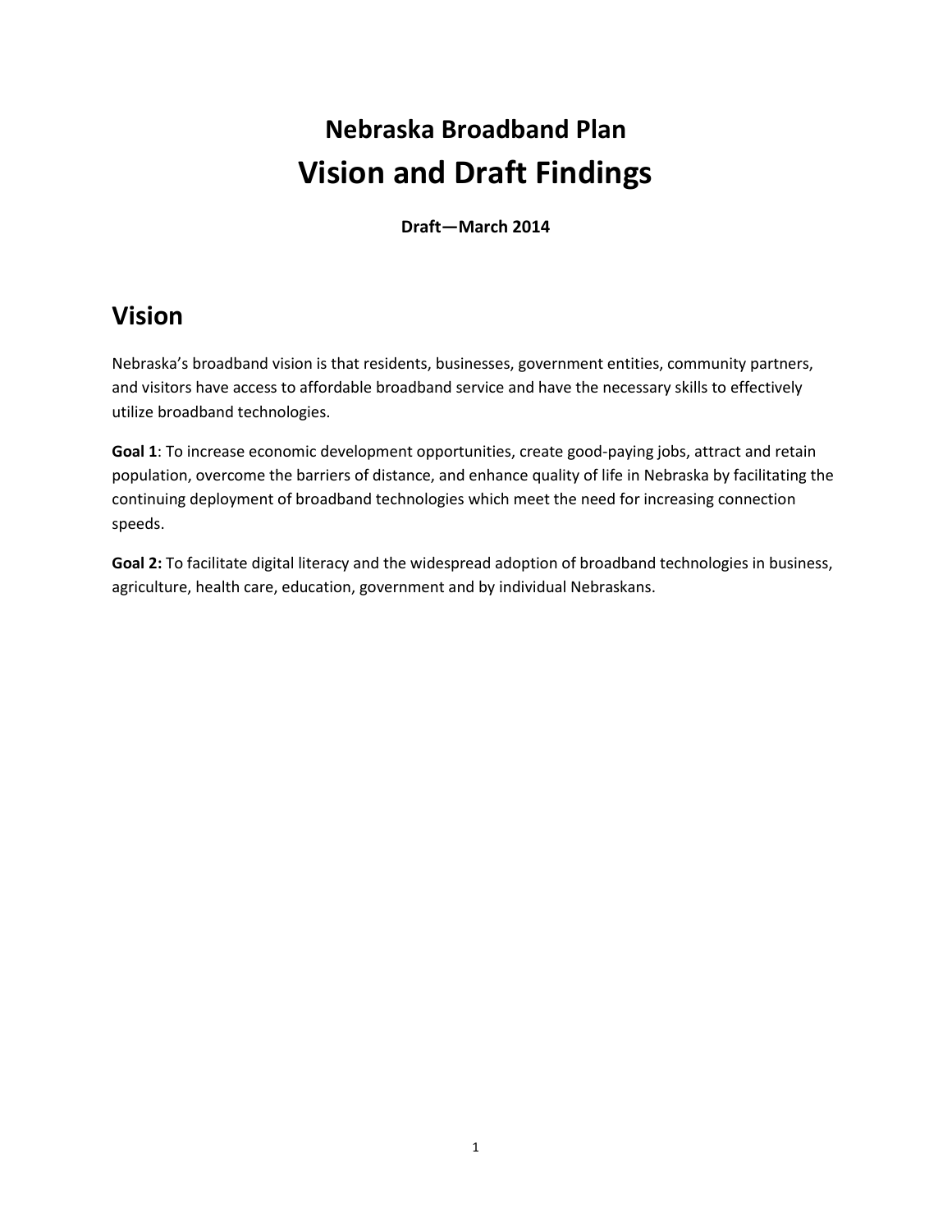# Nebraska Broadband Plan
# Vision and Draft Findings

**Draft—March 2014**

## Vision

Nebraska's broadband vision is that residents, businesses, government entities, community partners, and visitors have access to affordable broadband service and have the necessary skills to effectively utilize broadband technologies.

**Goal 1**: To increase economic development opportunities, create good-paying jobs, attract and retain population, overcome the barriers of distance, and enhance quality of life in Nebraska by facilitating the continuing deployment of broadband technologies which meet the need for increasing connection speeds.

**Goal 2:** To facilitate digital literacy and the widespread adoption of broadband technologies in business, agriculture, health care, education, government and by individual Nebraskans.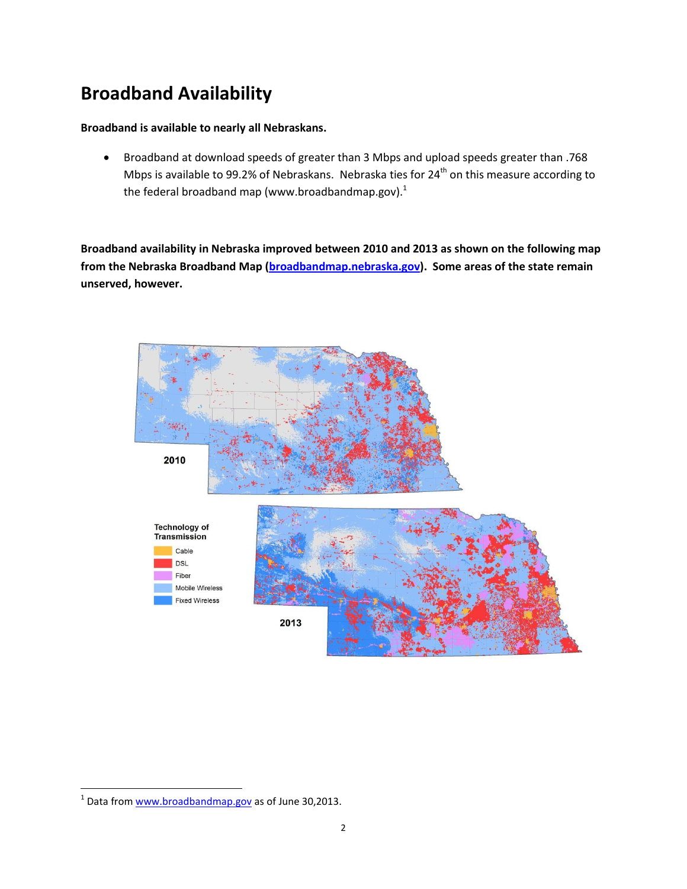# Broadband Availability

**Broadband is available to nearly all Nebraskans.**

- Broadband at download speeds of greater than 3 Mbps and upload speeds greater than .768 Mbps is available to 99.2% of Nebraskans. Nebraska ties for 24th on this measure according to the federal broadband map (www.broadbandmap.gov).[1]

**Broadband availability in Nebraska improved between 2010 and 2013 as shown on the following map from the Nebraska Broadband Map (broadbandmap.nebraska.gov). Some areas of the state remain unserved, however.**

[1] Data from www.broadbandmap.gov as of June 30,2013.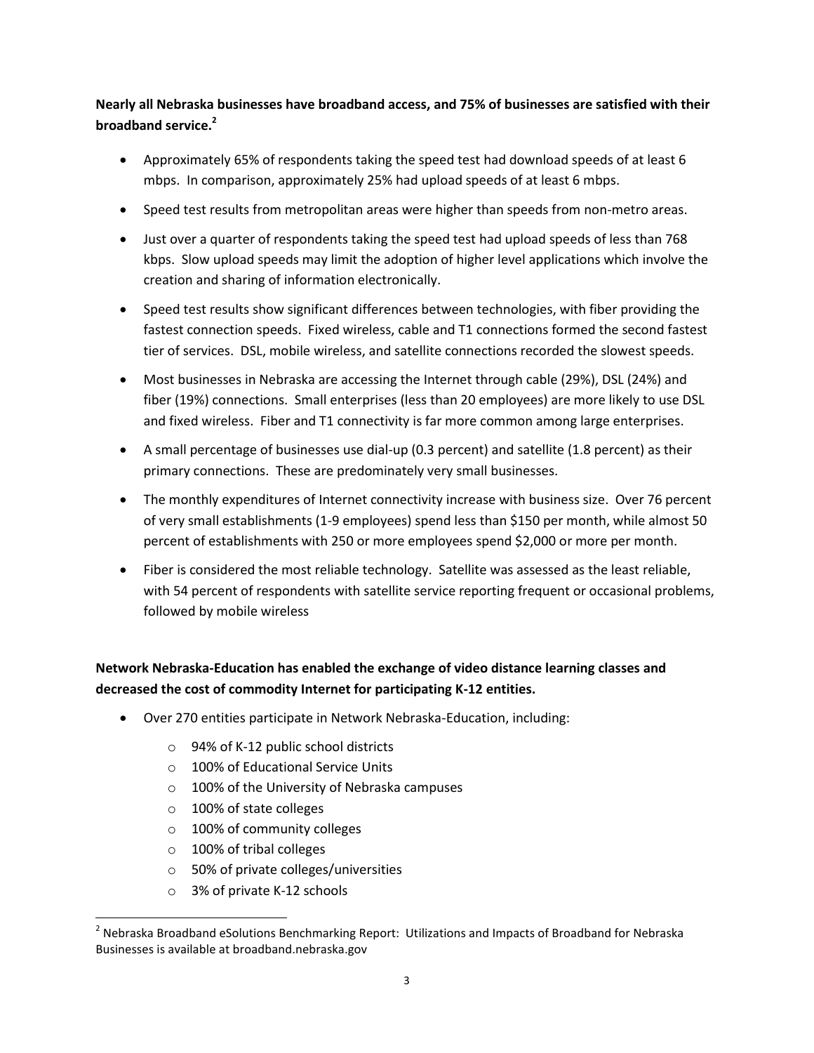**Nearly all Nebraska businesses have broadband access, and 75% of businesses are satisfied with their broadband service.[2]**

- Approximately 65% of respondents taking the speed test had download speeds of at least 6 mbps. In comparison, approximately 25% had upload speeds of at least 6 mbps.
- Speed test results from metropolitan areas were higher than speeds from non-metro areas.
- Just over a quarter of respondents taking the speed test had upload speeds of less than 768 kbps. Slow upload speeds may limit the adoption of higher level applications which involve the creation and sharing of information electronically.
- Speed test results show significant differences between technologies, with fiber providing the fastest connection speeds. Fixed wireless, cable and T1 connections formed the second fastest tier of services. DSL, mobile wireless, and satellite connections recorded the slowest speeds.
- Most businesses in Nebraska are accessing the Internet through cable (29%), DSL (24%) and fiber (19%) connections. Small enterprises (less than 20 employees) are more likely to use DSL and fixed wireless. Fiber and T1 connectivity is far more common among large enterprises.
- A small percentage of businesses use dial-up (0.3 percent) and satellite (1.8 percent) as their primary connections. These are predominately very small businesses.
- The monthly expenditures of Internet connectivity increase with business size. Over 76 percent of very small establishments (1-9 employees) spend less than $150 per month, while almost 50 percent of establishments with 250 or more employees spend $2,000 or more per month.
- Fiber is considered the most reliable technology. Satellite was assessed as the least reliable, with 54 percent of respondents with satellite service reporting frequent or occasional problems, followed by mobile wireless

**Network Nebraska-Education has enabled the exchange of video distance learning classes and decreased the cost of commodity Internet for participating K-12 entities.**

- Over 270 entities participate in Network Nebraska-Education, including:
  - 94% of K-12 public school districts
  - 100% of Educational Service Units
  - 100% of the University of Nebraska campuses
  - 100% of state colleges
  - 100% of community colleges
  - 100% of tribal colleges
  - 50% of private colleges/universities
  - 3% of private K-12 schools

[2] Nebraska Broadband eSolutions Benchmarking Report: Utilizations and Impacts of Broadband for Nebraska Businesses is available at broadband.nebraska.gov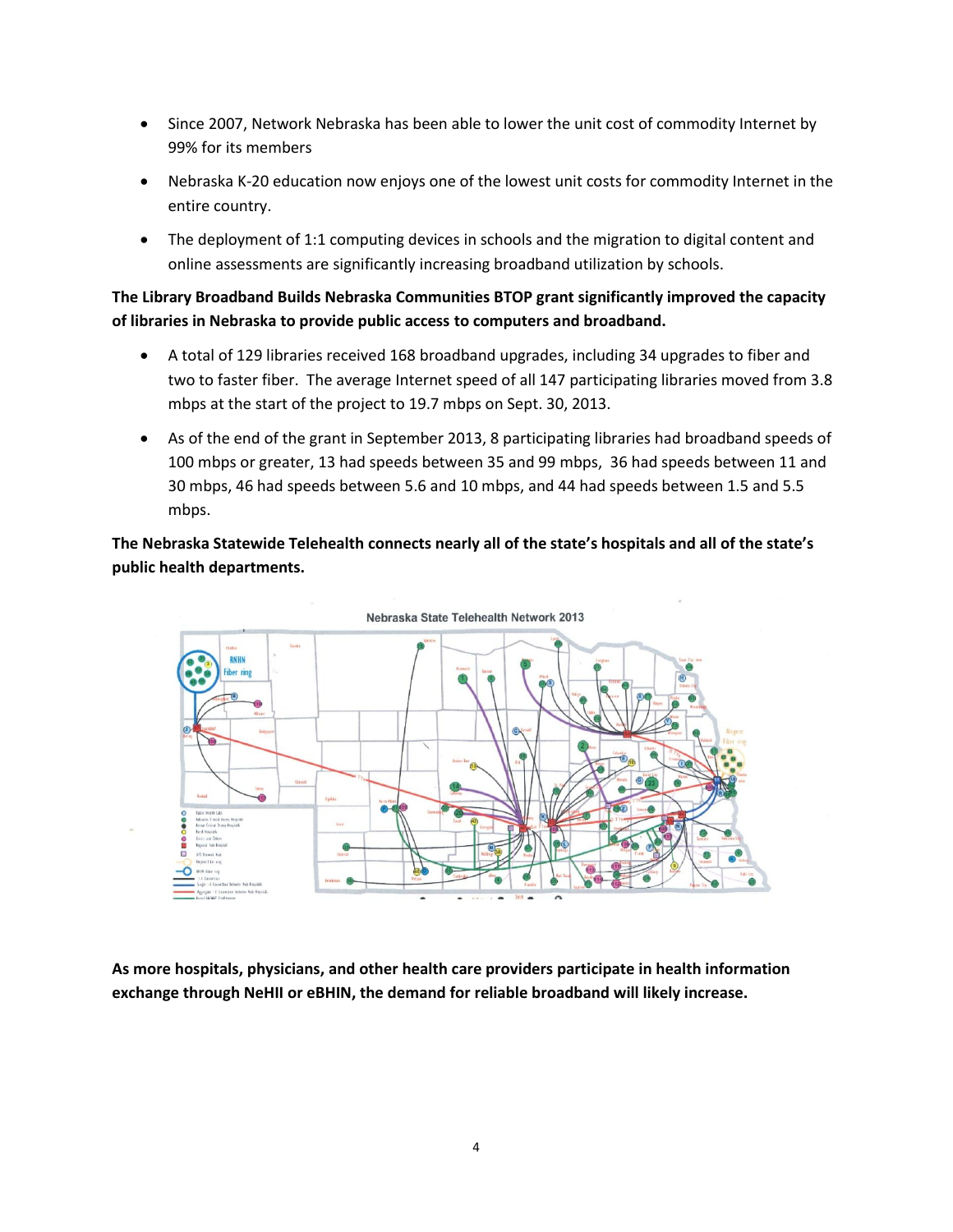- Since 2007, Network Nebraska has been able to lower the unit cost of commodity Internet by 99% for its members
- Nebraska K-20 education now enjoys one of the lowest unit costs for commodity Internet in the entire country.
- The deployment of 1:1 computing devices in schools and the migration to digital content and online assessments are significantly increasing broadband utilization by schools.

**The Library Broadband Builds Nebraska Communities BTOP grant significantly improved the capacity of libraries in Nebraska to provide public access to computers and broadband.**

- A total of 129 libraries received 168 broadband upgrades, including 34 upgrades to fiber and two to faster fiber. The average Internet speed of all 147 participating libraries moved from 3.8 mbps at the start of the project to 19.7 mbps on Sept. 30, 2013.
- As of the end of the grant in September 2013, 8 participating libraries had broadband speeds of 100 mbps or greater, 13 had speeds between 35 and 99 mbps, 36 had speeds between 11 and 30 mbps, 46 had speeds between 5.6 and 10 mbps, and 44 had speeds between 1.5 and 5.5 mbps.

**The Nebraska Statewide Telehealth connects nearly all of the state's hospitals and all of the state's public health departments.**

Nebraska State Telehealth Network 2013

**As more hospitals, physicians, and other health care providers participate in health information exchange through NeHII or eBHIN, the demand for reliable broadband will likely increase.**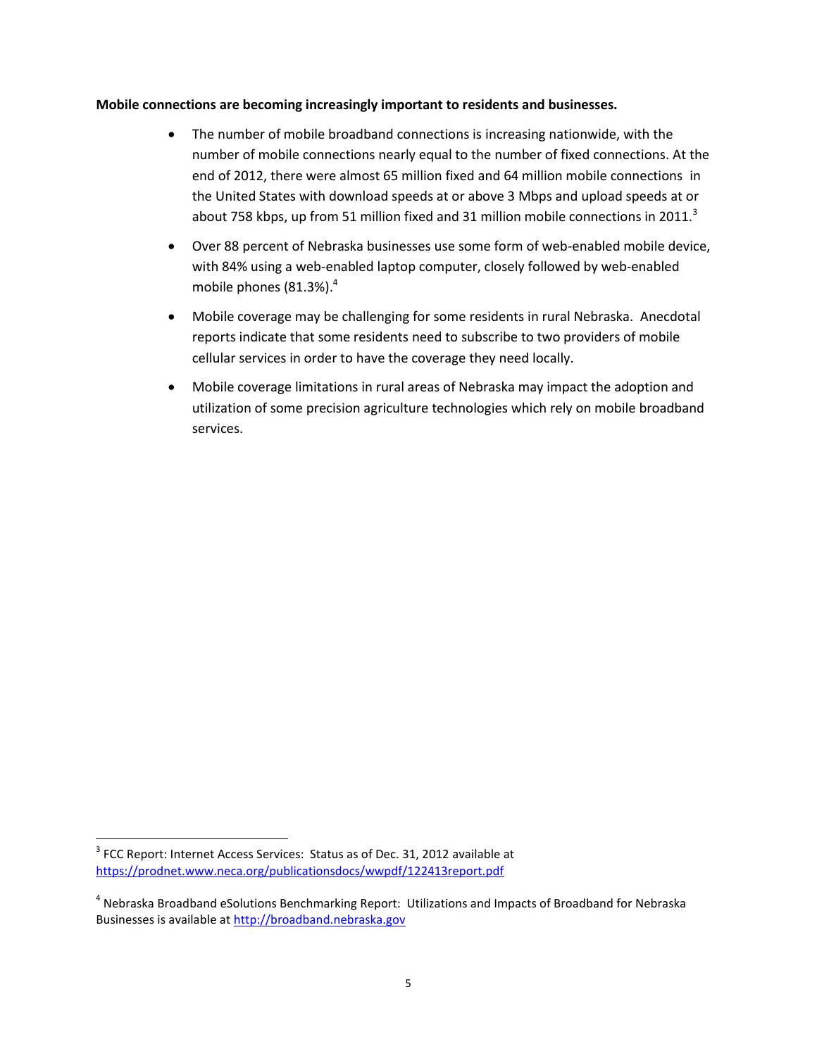**Mobile connections are becoming increasingly important to residents and businesses.**

- The number of mobile broadband connections is increasing nationwide, with the number of mobile connections nearly equal to the number of fixed connections. At the end of 2012, there were almost 65 million fixed and 64 million mobile connections in the United States with download speeds at or above 3 Mbps and upload speeds at or about 758 kbps, up from 51 million fixed and 31 million mobile connections in 2011.[3]
- Over 88 percent of Nebraska businesses use some form of web-enabled mobile device, with 84% using a web-enabled laptop computer, closely followed by web-enabled mobile phones (81.3%).[4]
- Mobile coverage may be challenging for some residents in rural Nebraska. Anecdotal reports indicate that some residents need to subscribe to two providers of mobile cellular services in order to have the coverage they need locally.
- Mobile coverage limitations in rural areas of Nebraska may impact the adoption and utilization of some precision agriculture technologies which rely on mobile broadband services.

---

[3] FCC Report: Internet Access Services: Status as of Dec. 31, 2012 available at https://prodnet.www.neca.org/publicationsdocs/wwpdf/122413report.pdf

[4] Nebraska Broadband eSolutions Benchmarking Report: Utilizations and Impacts of Broadband for Nebraska Businesses is available at http://broadband.nebraska.gov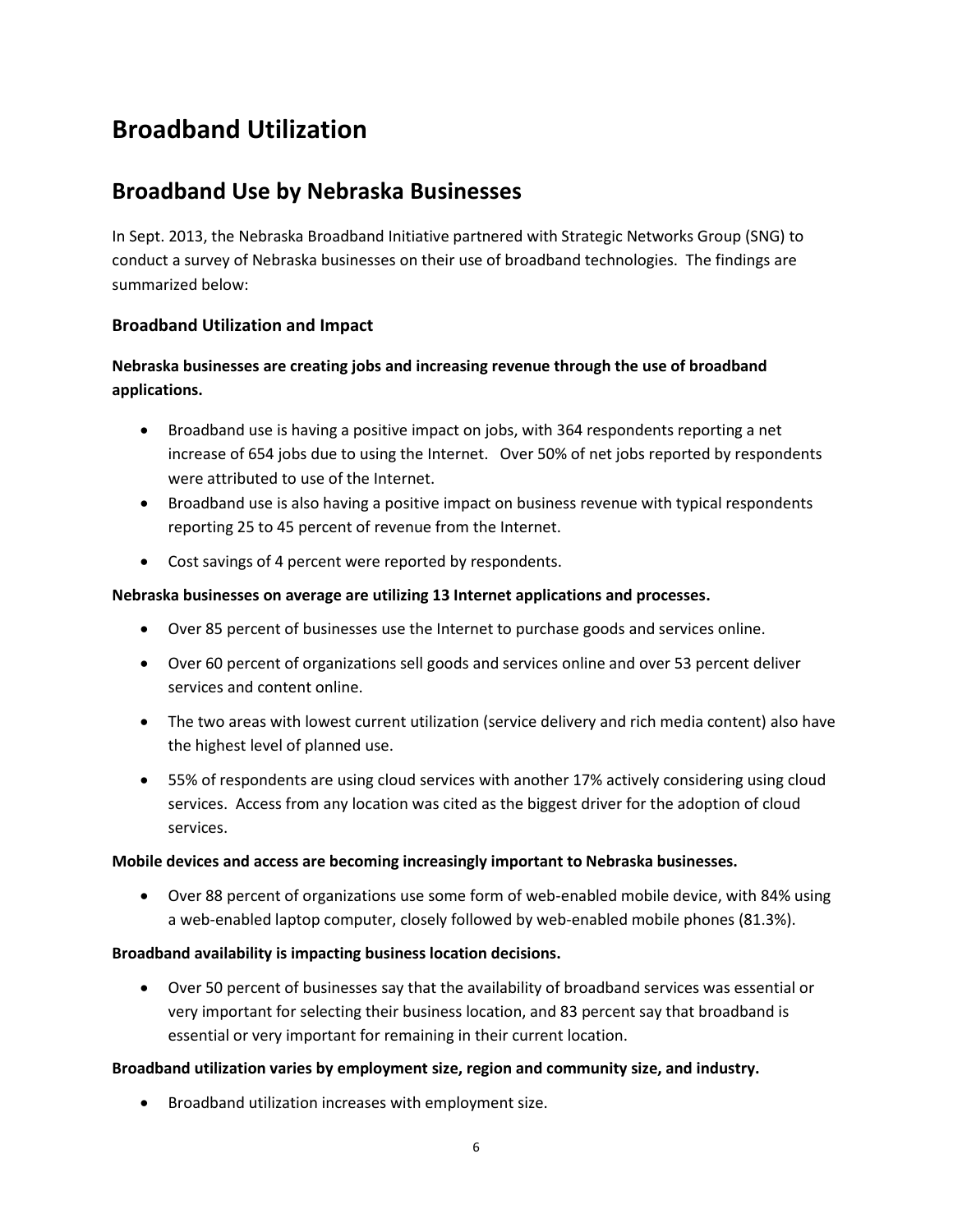# Broadband Utilization

## Broadband Use by Nebraska Businesses

In Sept. 2013, the Nebraska Broadband Initiative partnered with Strategic Networks Group (SNG) to conduct a survey of Nebraska businesses on their use of broadband technologies. The findings are summarized below:

### Broadband Utilization and Impact

**Nebraska businesses are creating jobs and increasing revenue through the use of broadband applications.**

- Broadband use is having a positive impact on jobs, with 364 respondents reporting a net increase of 654 jobs due to using the Internet. Over 50% of net jobs reported by respondents were attributed to use of the Internet.
- Broadband use is also having a positive impact on business revenue with typical respondents reporting 25 to 45 percent of revenue from the Internet.
- Cost savings of 4 percent were reported by respondents.

**Nebraska businesses on average are utilizing 13 Internet applications and processes.**

- Over 85 percent of businesses use the Internet to purchase goods and services online.
- Over 60 percent of organizations sell goods and services online and over 53 percent deliver services and content online.
- The two areas with lowest current utilization (service delivery and rich media content) also have the highest level of planned use.
- 55% of respondents are using cloud services with another 17% actively considering using cloud services. Access from any location was cited as the biggest driver for the adoption of cloud services.

**Mobile devices and access are becoming increasingly important to Nebraska businesses.**

- Over 88 percent of organizations use some form of web-enabled mobile device, with 84% using a web-enabled laptop computer, closely followed by web-enabled mobile phones (81.3%).

**Broadband availability is impacting business location decisions.**

- Over 50 percent of businesses say that the availability of broadband services was essential or very important for selecting their business location, and 83 percent say that broadband is essential or very important for remaining in their current location.

**Broadband utilization varies by employment size, region and community size, and industry.**

- Broadband utilization increases with employment size.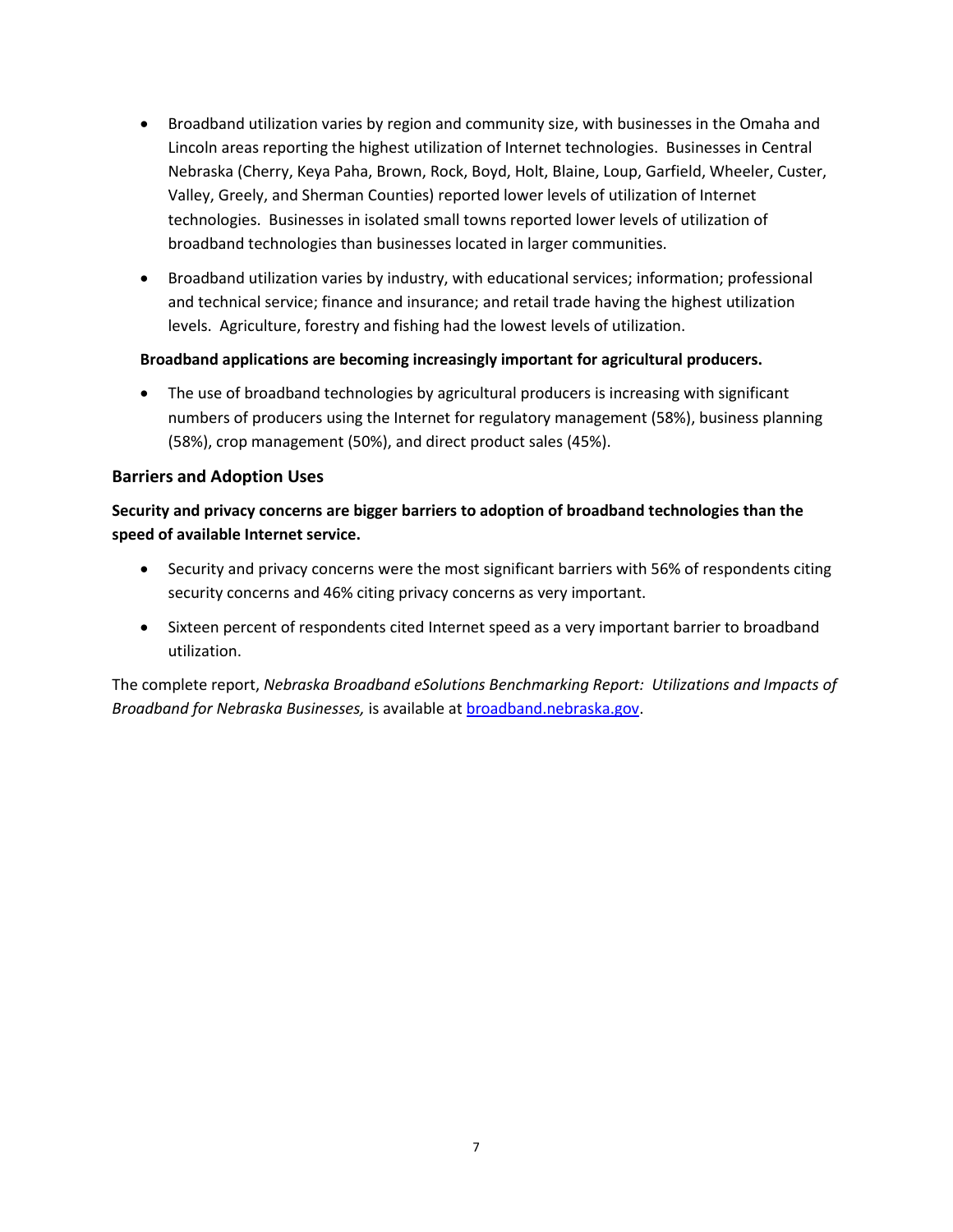- Broadband utilization varies by region and community size, with businesses in the Omaha and Lincoln areas reporting the highest utilization of Internet technologies. Businesses in Central Nebraska (Cherry, Keya Paha, Brown, Rock, Boyd, Holt, Blaine, Loup, Garfield, Wheeler, Custer, Valley, Greely, and Sherman Counties) reported lower levels of utilization of Internet technologies. Businesses in isolated small towns reported lower levels of utilization of broadband technologies than businesses located in larger communities.
- Broadband utilization varies by industry, with educational services; information; professional and technical service; finance and insurance; and retail trade having the highest utilization levels. Agriculture, forestry and fishing had the lowest levels of utilization.

**Broadband applications are becoming increasingly important for agricultural producers.**

- The use of broadband technologies by agricultural producers is increasing with significant numbers of producers using the Internet for regulatory management (58%), business planning (58%), crop management (50%), and direct product sales (45%).

### Barriers and Adoption Uses

**Security and privacy concerns are bigger barriers to adoption of broadband technologies than the speed of available Internet service.**

- Security and privacy concerns were the most significant barriers with 56% of respondents citing security concerns and 46% citing privacy concerns as very important.
- Sixteen percent of respondents cited Internet speed as a very important barrier to broadband utilization.

The complete report, *Nebraska Broadband eSolutions Benchmarking Report: Utilizations and Impacts of Broadband for Nebraska Businesses,* is available at [broadband.nebraska.gov](broadband.nebraska.gov).